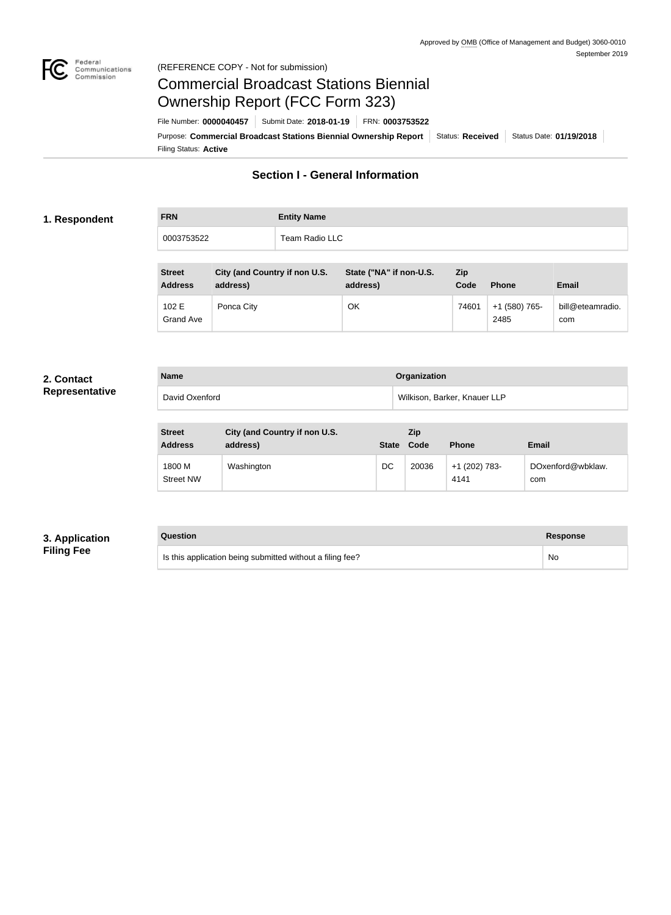Approved by OMB (Office of Management and Budget) 3060-0010
September 2019

Federal Communications Commission

(REFERENCE COPY - Not for submission)

# Commercial Broadcast Stations Biennial Ownership Report (FCC Form 323)

File Number: **0000040457** | Submit Date: **2018-01-19** | FRN: **0003753522**

Purpose: **Commercial Broadcast Stations Biennial Ownership Report** | Status: **Received** | Status Date: **01/19/2018**

Filing Status: **Active**

## Section I - General Information

### 1. Respondent

| FRN | Entity Name |
| --- | --- |
| 0003753522 | Team Radio LLC |

| Street Address | City (and Country if non U.S. address) | State ("NA" if non-U.S. address) | Zip Code | Phone | Email |
| --- | --- | --- | --- | --- | --- |
| 102 E Grand Ave | Ponca City | OK | 74601 | +1 (580) 765-2485 | bill@eteamradio.com |

### 2. Contact Representative

| Name | Organization |
| --- | --- |
| David Oxenford | Wilkison, Barker, Knauer LLP |

| Street Address | City (and Country if non U.S. address) | State | Zip Code | Phone | Email |
| --- | --- | --- | --- | --- | --- |
| 1800 M Street NW | Washington | DC | 20036 | +1 (202) 783-4141 | DOxenford@wbklaw.com |

### 3. Application Filing Fee

| Question | Response |
| --- | --- |
| Is this application being submitted without a filing fee? | No |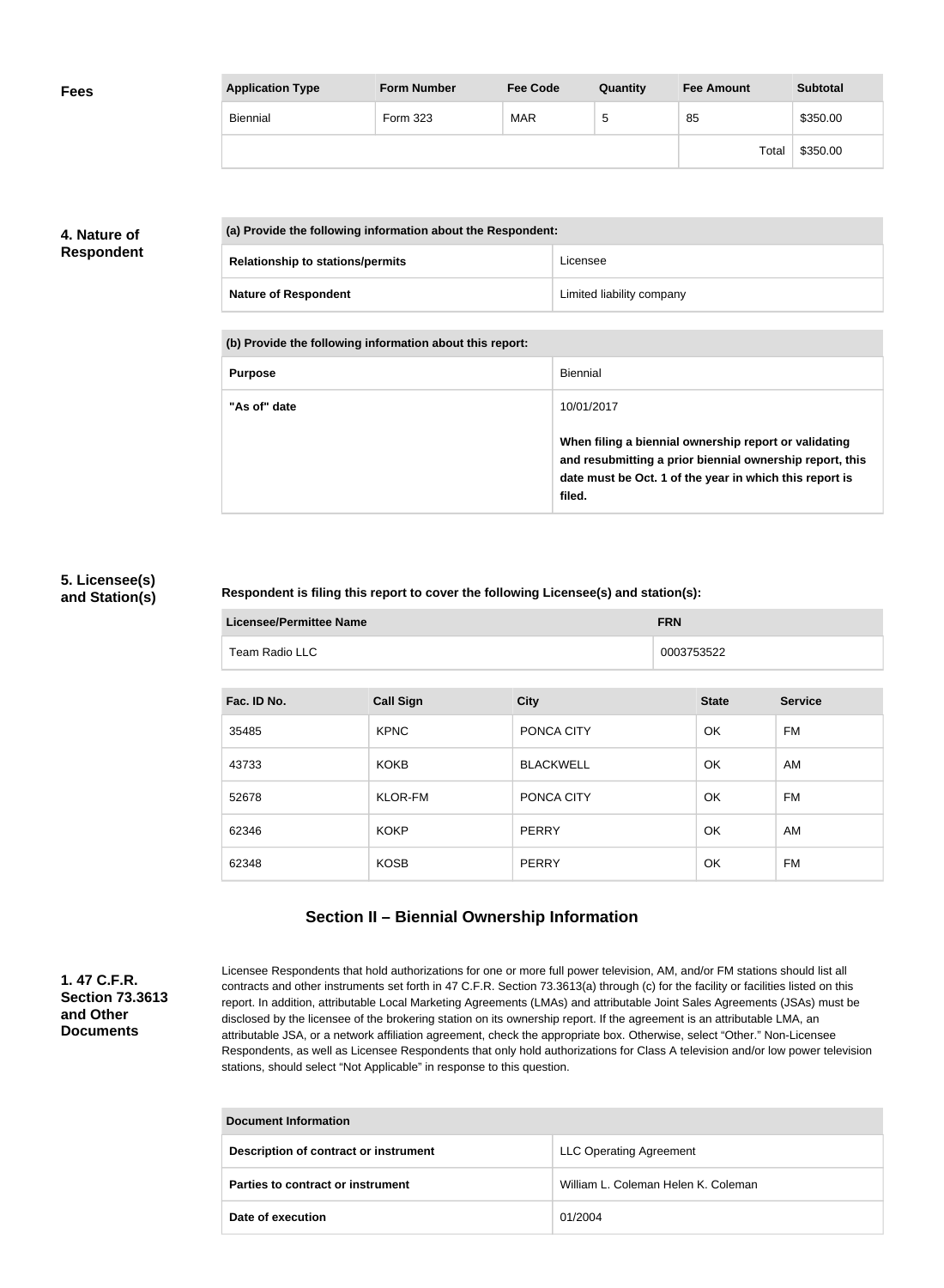**Fees**

| Application Type | Form Number | Fee Code | Quantity | Fee Amount | Subtotal |
|---|---|---|---|---|---|
| Biennial | Form 323 | MAR | 5 | 85 | $350.00 |
| | | | | Total | $350.00 |

**4. Nature of Respondent**

| (a) Provide the following information about the Respondent: | |
|---|---|
| Relationship to stations/permits | Licensee |
| Nature of Respondent | Limited liability company |

| (b) Provide the following information about this report: | |
|---|---|
| Purpose | Biennial |
| "As of" date | 10/01/2017<br><br>**When filing a biennial ownership report or validating and resubmitting a prior biennial ownership report, this date must be Oct. 1 of the year in which this report is filed.** |

**5. Licensee(s) and Station(s)**

**Respondent is filing this report to cover the following Licensee(s) and station(s):**

| Licensee/Permittee Name | FRN |
|---|---|
| Team Radio LLC | 0003753522 |

| Fac. ID No. | Call Sign | City | State | Service |
|---|---|---|---|---|
| 35485 | KPNC | PONCA CITY | OK | FM |
| 43733 | KOKB | BLACKWELL | OK | AM |
| 52678 | KLOR-FM | PONCA CITY | OK | FM |
| 62346 | KOKP | PERRY | OK | AM |
| 62348 | KOSB | PERRY | OK | FM |

## Section II – Biennial Ownership Information

**1. 47 C.F.R. Section 73.3613 and Other Documents**

Licensee Respondents that hold authorizations for one or more full power television, AM, and/or FM stations should list all contracts and other instruments set forth in 47 C.F.R. Section 73.3613(a) through (c) for the facility or facilities listed on this report. In addition, attributable Local Marketing Agreements (LMAs) and attributable Joint Sales Agreements (JSAs) must be disclosed by the licensee of the brokering station on its ownership report. If the agreement is an attributable LMA, an attributable JSA, or a network affiliation agreement, check the appropriate box. Otherwise, select "Other." Non-Licensee Respondents, as well as Licensee Respondents that only hold authorizations for Class A television and/or low power television stations, should select "Not Applicable" in response to this question.

| Document Information | |
|---|---|
| Description of contract or instrument | LLC Operating Agreement |
| Parties to contract or instrument | William L. Coleman Helen K. Coleman |
| Date of execution | 01/2004 |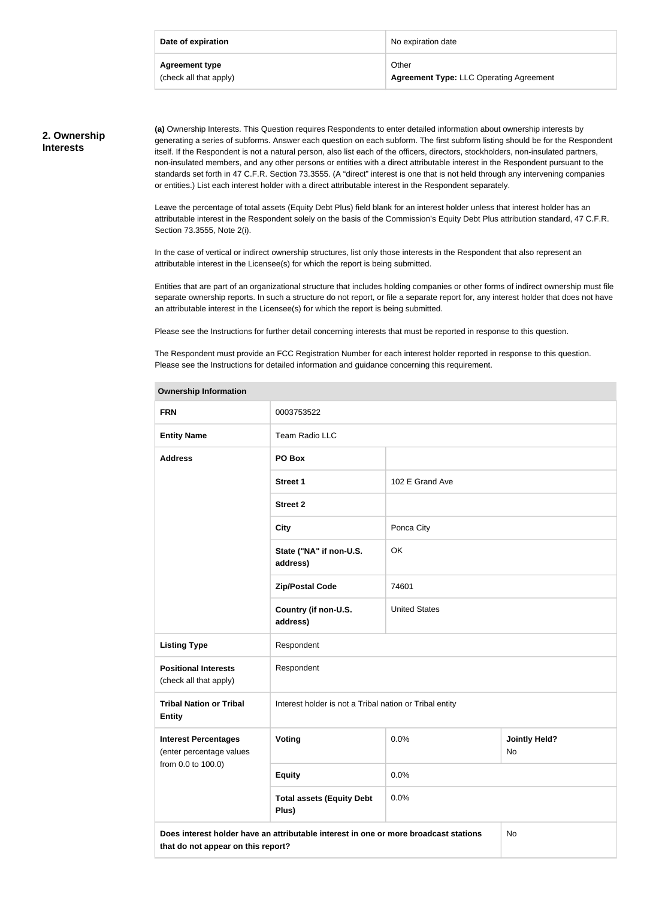| Date of expiration | No expiration date |
|---|---|
| **Agreement type** (check all that apply) | Other **Agreement Type:** LLC Operating Agreement |

## 2. Ownership Interests

**(a)** Ownership Interests. This Question requires Respondents to enter detailed information about ownership interests by generating a series of subforms. Answer each question on each subform. The first subform listing should be for the Respondent itself. If the Respondent is not a natural person, also list each of the officers, directors, stockholders, non-insulated partners, non-insulated members, and any other persons or entities with a direct attributable interest in the Respondent pursuant to the standards set forth in 47 C.F.R. Section 73.3555. (A "direct" interest is one that is not held through any intervening companies or entities.) List each interest holder with a direct attributable interest in the Respondent separately.

Leave the percentage of total assets (Equity Debt Plus) field blank for an interest holder unless that interest holder has an attributable interest in the Respondent solely on the basis of the Commission's Equity Debt Plus attribution standard, 47 C.F.R. Section 73.3555, Note 2(i).

In the case of vertical or indirect ownership structures, list only those interests in the Respondent that also represent an attributable interest in the Licensee(s) for which the report is being submitted.

Entities that are part of an organizational structure that includes holding companies or other forms of indirect ownership must file separate ownership reports. In such a structure do not report, or file a separate report for, any interest holder that does not have an attributable interest in the Licensee(s) for which the report is being submitted.

Please see the Instructions for further detail concerning interests that must be reported in response to this question.

The Respondent must provide an FCC Registration Number for each interest holder reported in response to this question. Please see the Instructions for detailed information and guidance concerning this requirement.

| **Ownership Information** | | | |
|---|---|---|---|
| **FRN** | 0003753522 | | |
| **Entity Name** | Team Radio LLC | | |
| **Address** | **PO Box** | | |
| | **Street 1** | 102 E Grand Ave | |
| | **Street 2** | | |
| | **City** | Ponca City | |
| | **State ("NA" if non-U.S. address)** | OK | |
| | **Zip/Postal Code** | 74601 | |
| | **Country (if non-U.S. address)** | United States | |
| **Listing Type** | Respondent | | |
| **Positional Interests** (check all that apply) | Respondent | | |
| **Tribal Nation or Tribal Entity** | Interest holder is not a Tribal nation or Tribal entity | | |
| **Interest Percentages** (enter percentage values from 0.0 to 100.0) | **Voting** | 0.0% | **Jointly Held?** No |
| | **Equity** | 0.0% | |
| | **Total assets (Equity Debt Plus)** | 0.0% | |
| **Does interest holder have an attributable interest in one or more broadcast stations that do not appear on this report?** | | | No |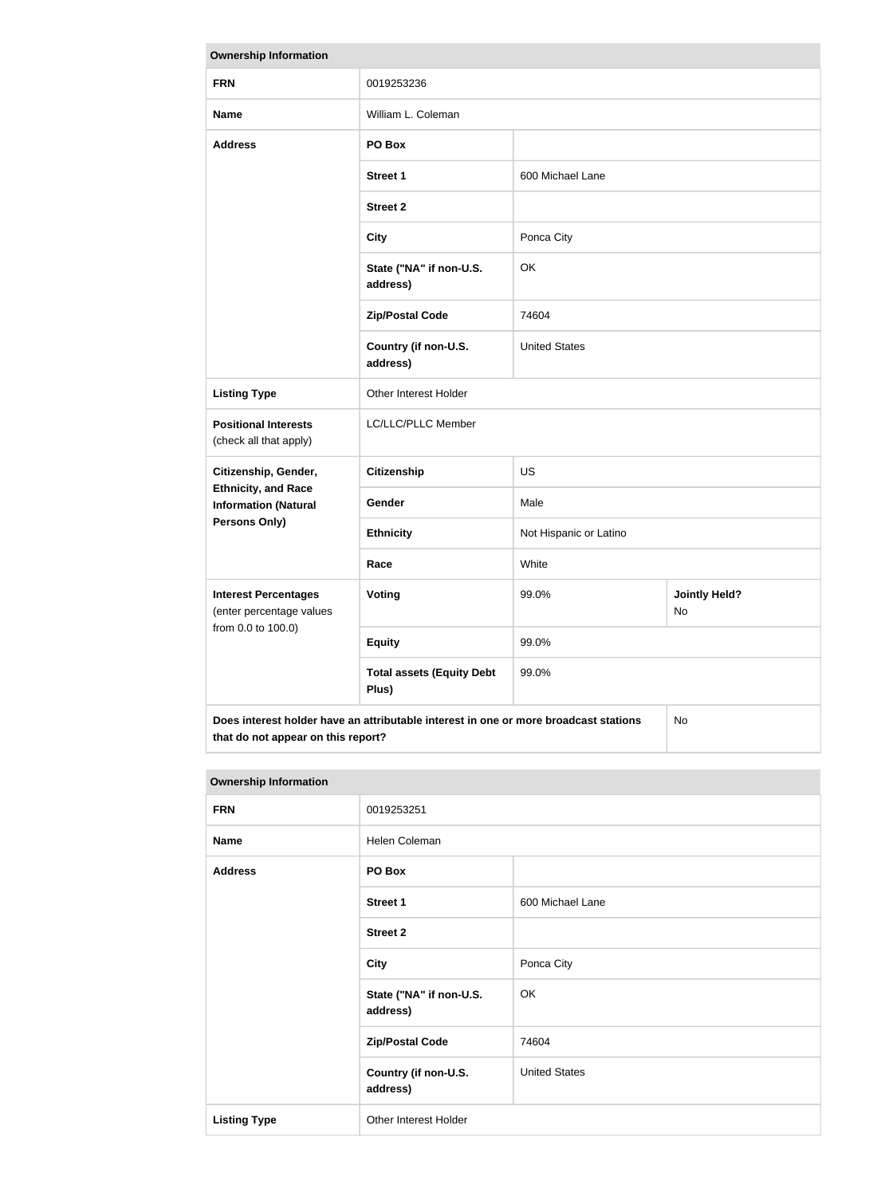| Ownership Information | | | |
|---|---|---|---|
| **FRN** | 0019253236 | | |
| **Name** | William L. Coleman | | |
| **Address** | **PO Box** | | |
| | **Street 1** | 600 Michael Lane | |
| | **Street 2** | | |
| | **City** | Ponca City | |
| | **State ("NA" if non-U.S. address)** | OK | |
| | **Zip/Postal Code** | 74604 | |
| | **Country (if non-U.S. address)** | United States | |
| **Listing Type** | Other Interest Holder | | |
| **Positional Interests** (check all that apply) | LC/LLC/PLLC Member | | |
| **Citizenship, Gender, Ethnicity, and Race Information (Natural Persons Only)** | **Citizenship** | US | |
| | **Gender** | Male | |
| | **Ethnicity** | Not Hispanic or Latino | |
| | **Race** | White | |
| **Interest Percentages** (enter percentage values from 0.0 to 100.0) | **Voting** | 99.0% | **Jointly Held?** No |
| | **Equity** | 99.0% | |
| | **Total assets (Equity Debt Plus)** | 99.0% | |
| **Does interest holder have an attributable interest in one or more broadcast stations that do not appear on this report?** | | | No |

| Ownership Information | | |
|---|---|---|
| **FRN** | 0019253251 | |
| **Name** | Helen Coleman | |
| **Address** | **PO Box** | |
| | **Street 1** | 600 Michael Lane |
| | **Street 2** | |
| | **City** | Ponca City |
| | **State ("NA" if non-U.S. address)** | OK |
| | **Zip/Postal Code** | 74604 |
| | **Country (if non-U.S. address)** | United States |
| **Listing Type** | Other Interest Holder | |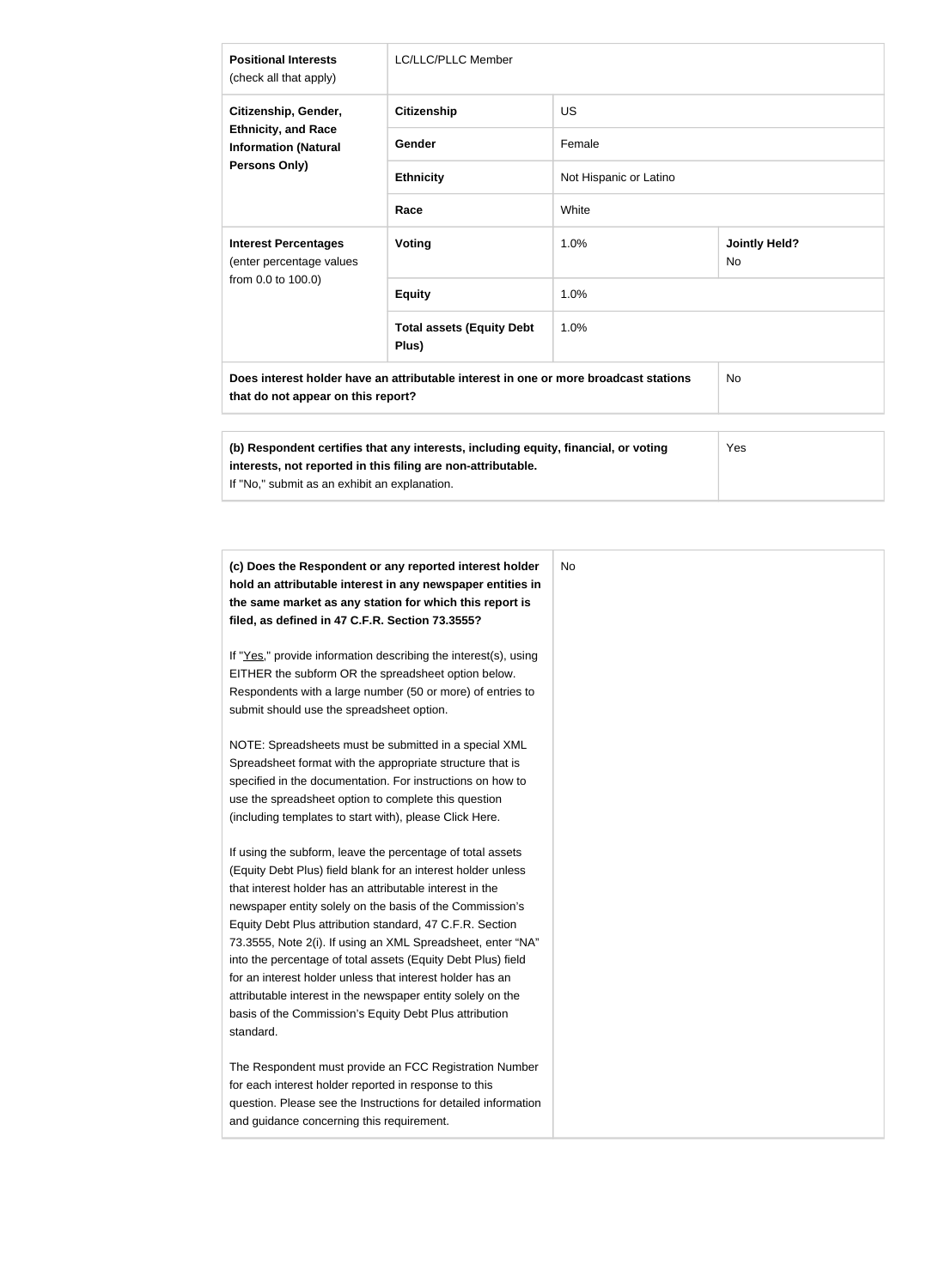| | | | |
|---|---|---|---|
| **Positional Interests** (check all that apply) | LC/LLC/PLLC Member | | |
| **Citizenship, Gender, Ethnicity, and Race Information (Natural Persons Only)** | **Citizenship** | US | |
| | **Gender** | Female | |
| | **Ethnicity** | Not Hispanic or Latino | |
| | **Race** | White | |
| **Interest Percentages** (enter percentage values from 0.0 to 100.0) | **Voting** | 1.0% | **Jointly Held?** No |
| | **Equity** | 1.0% | |
| | **Total assets (Equity Debt Plus)** | 1.0% | |
| **Does interest holder have an attributable interest in one or more broadcast stations that do not appear on this report?** | | | No |

| | |
|---|---|
| **(b) Respondent certifies that any interests, including equity, financial, or voting interests, not reported in this filing are non-attributable.** If "No," submit as an exhibit an explanation. | Yes |

| | |
|---|---|
| **(c) Does the Respondent or any reported interest holder hold an attributable interest in any newspaper entities in the same market as any station for which this report is filed, as defined in 47 C.F.R. Section 73.3555?**<br><br>If "Yes," provide information describing the interest(s), using EITHER the subform OR the spreadsheet option below. Respondents with a large number (50 or more) of entries to submit should use the spreadsheet option.<br><br>NOTE: Spreadsheets must be submitted in a special XML Spreadsheet format with the appropriate structure that is specified in the documentation. For instructions on how to use the spreadsheet option to complete this question (including templates to start with), please Click Here.<br><br>If using the subform, leave the percentage of total assets (Equity Debt Plus) field blank for an interest holder unless that interest holder has an attributable interest in the newspaper entity solely on the basis of the Commission's Equity Debt Plus attribution standard, 47 C.F.R. Section 73.3555, Note 2(i). If using an XML Spreadsheet, enter "NA" into the percentage of total assets (Equity Debt Plus) field for an interest holder unless that interest holder has an attributable interest in the newspaper entity solely on the basis of the Commission's Equity Debt Plus attribution standard.<br><br>The Respondent must provide an FCC Registration Number for each interest holder reported in response to this question. Please see the Instructions for detailed information and guidance concerning this requirement. | No |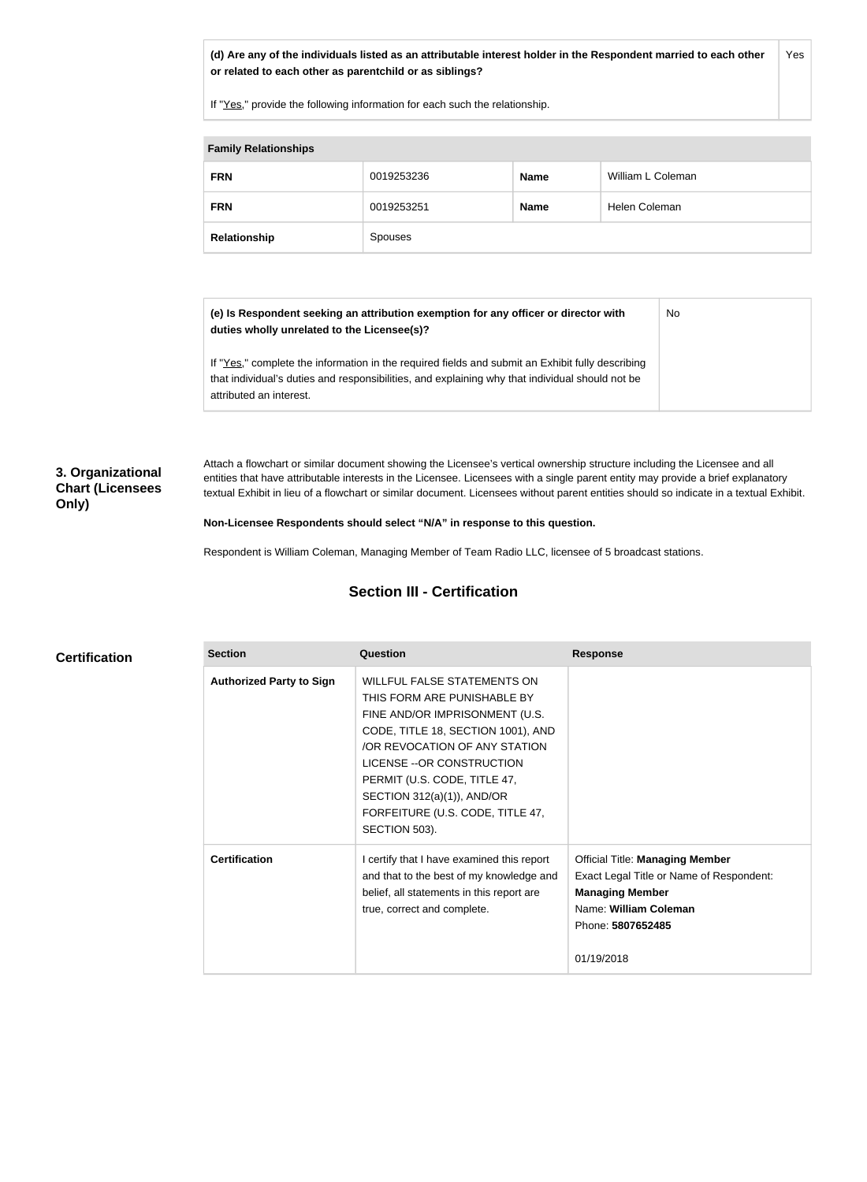| | |
|---|---|
| **(d) Are any of the individuals listed as an attributable interest holder in the Respondent married to each other or related to each other as parentchild or as siblings?**<br><br>If "Yes," provide the following information for each such the relationship. | Yes |

| Family Relationships | | | |
|---|---|---|---|
| **FRN** | 0019253236 | **Name** | William L Coleman |
| **FRN** | 0019253251 | **Name** | Helen Coleman |
| **Relationship** | Spouses | | |

| | |
|---|---|
| **(e) Is Respondent seeking an attribution exemption for any officer or director with duties wholly unrelated to the Licensee(s)?**<br><br>If "Yes," complete the information in the required fields and submit an Exhibit fully describing that individual's duties and responsibilities, and explaining why that individual should not be attributed an interest. | No |

### 3. Organizational Chart (Licensees Only)

Attach a flowchart or similar document showing the Licensee's vertical ownership structure including the Licensee and all entities that have attributable interests in the Licensee. Licensees with a single parent entity may provide a brief explanatory textual Exhibit in lieu of a flowchart or similar document. Licensees without parent entities should so indicate in a textual Exhibit.

**Non-Licensee Respondents should select "N/A" in response to this question.**

Respondent is William Coleman, Managing Member of Team Radio LLC, licensee of 5 broadcast stations.

## Section III - Certification

### Certification

| Section | Question | Response |
|---|---|---|
| **Authorized Party to Sign** | WILLFUL FALSE STATEMENTS ON THIS FORM ARE PUNISHABLE BY FINE AND/OR IMPRISONMENT (U.S. CODE, TITLE 18, SECTION 1001), AND /OR REVOCATION OF ANY STATION LICENSE --OR CONSTRUCTION PERMIT (U.S. CODE, TITLE 47, SECTION 312(a)(1)), AND/OR FORFEITURE (U.S. CODE, TITLE 47, SECTION 503). | |
| **Certification** | I certify that I have examined this report and that to the best of my knowledge and belief, all statements in this report are true, correct and complete. | Official Title: **Managing Member**<br>Exact Legal Title or Name of Respondent: **Managing Member**<br>Name: **William Coleman**<br>Phone: **5807652485**<br><br>01/19/2018 |